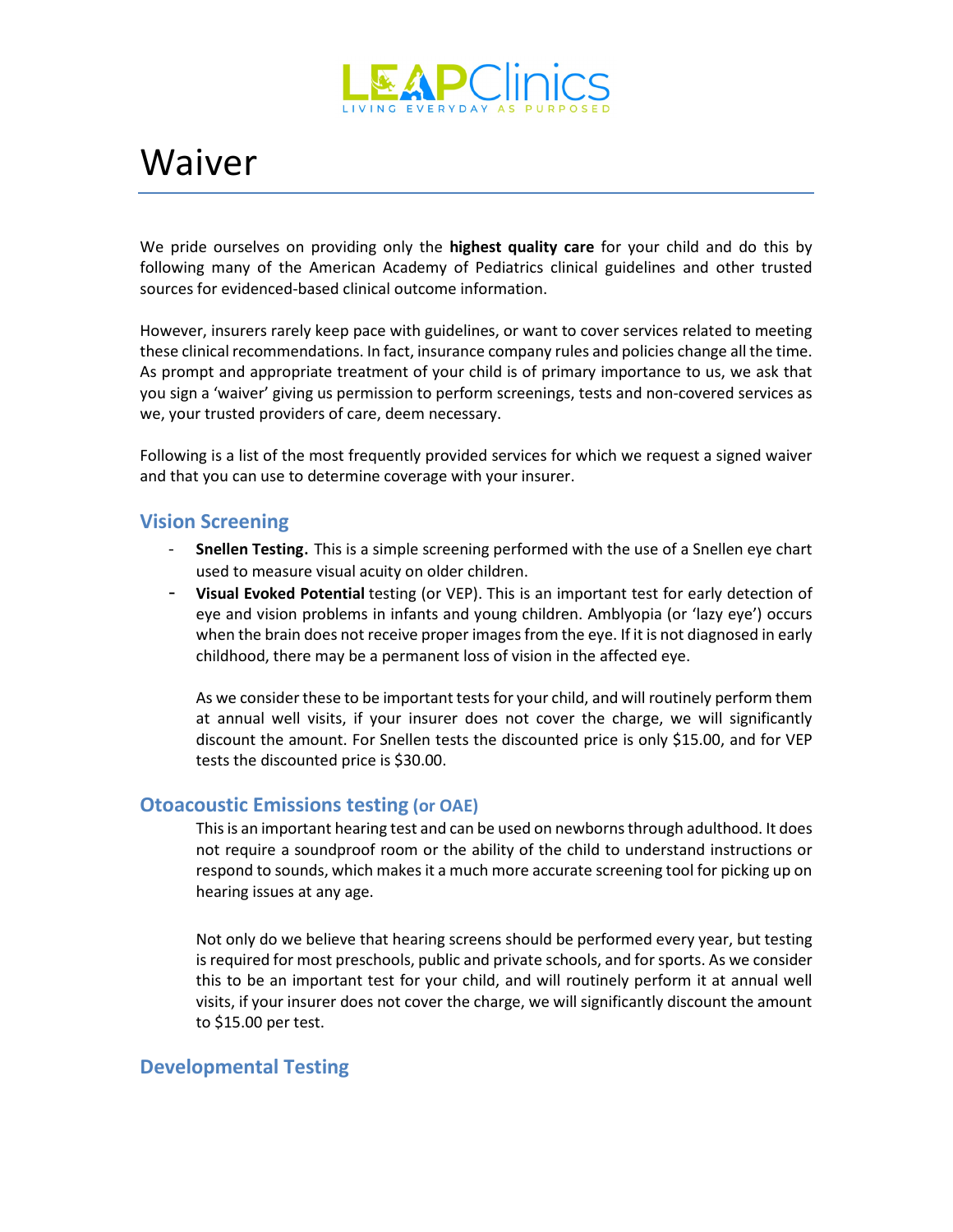LEAPClinics

LIVING EVERYDAY AS PURPOSED

# Waiver

We pride ourselves on providing only the **highest quality care** for your child and do this by following many of the American Academy of Pediatrics clinical guidelines and other trusted sources for evidenced-based clinical outcome information.

However, insurers rarely keep pace with guidelines, or want to cover services related to meeting these clinical recommendations. In fact, insurance company rules and policies change all the time. As prompt and appropriate treatment of your child is of primary importance to us, we ask that you sign a 'waiver' giving us permission to perform screenings, tests and non-covered services as we, your trusted providers of care, deem necessary.

Following is a list of the most frequently provided services for which we request a signed waiver and that you can use to determine coverage with your insurer.

## Vision Screening

- **Snellen Testing.** This is a simple screening performed with the use of a Snellen eye chart used to measure visual acuity on older children.
- **Visual Evoked Potential** testing (or VEP). This is an important test for early detection of eye and vision problems in infants and young children. Amblyopia (or 'lazy eye') occurs when the brain does not receive proper images from the eye. If it is not diagnosed in early childhood, there may be a permanent loss of vision in the affected eye.

  As we consider these to be important tests for your child, and will routinely perform them at annual well visits, if your insurer does not cover the charge, we will significantly discount the amount. For Snellen tests the discounted price is only $15.00, and for VEP tests the discounted price is $30.00.

## Otoacoustic Emissions testing (or OAE)

This is an important hearing test and can be used on newborns through adulthood. It does not require a soundproof room or the ability of the child to understand instructions or respond to sounds, which makes it a much more accurate screening tool for picking up on hearing issues at any age.

Not only do we believe that hearing screens should be performed every year, but testing is required for most preschools, public and private schools, and for sports. As we consider this to be an important test for your child, and will routinely perform it at annual well visits, if your insurer does not cover the charge, we will significantly discount the amount to $15.00 per test.

## Developmental Testing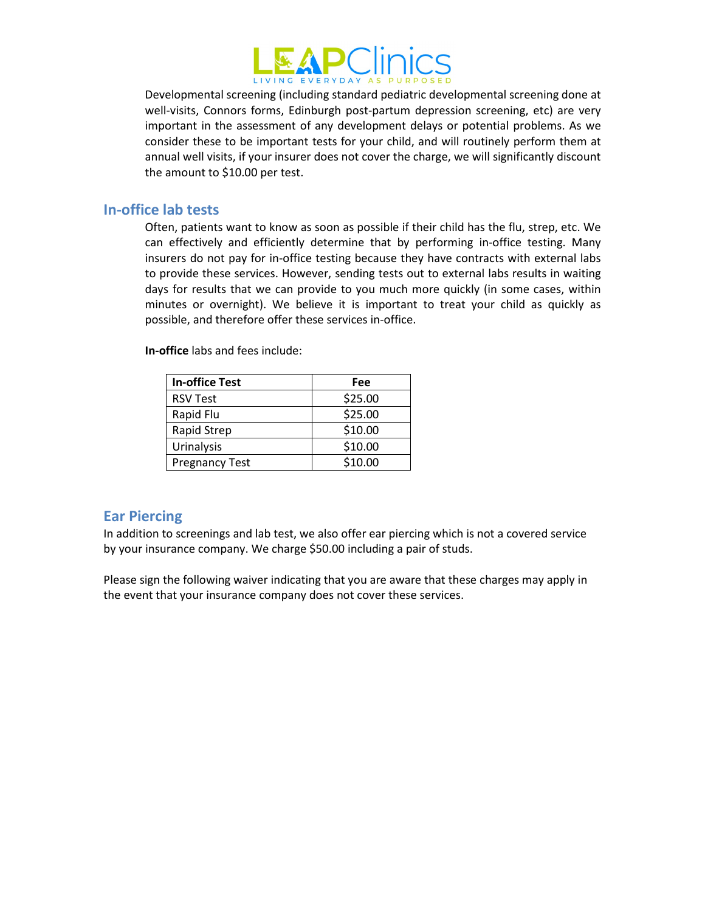Developmental screening (including standard pediatric developmental screening done at well-visits, Connors forms, Edinburgh post-partum depression screening, etc) are very important in the assessment of any development delays or potential problems. As we consider these to be important tests for your child, and will routinely perform them at annual well visits, if your insurer does not cover the charge, we will significantly discount the amount to $10.00 per test.

## In-office lab tests

Often, patients want to know as soon as possible if their child has the flu, strep, etc. We can effectively and efficiently determine that by performing in-office testing. Many insurers do not pay for in-office testing because they have contracts with external labs to provide these services. However, sending tests out to external labs results in waiting days for results that we can provide to you much more quickly (in some cases, within minutes or overnight). We believe it is important to treat your child as quickly as possible, and therefore offer these services in-office.

**In-office** labs and fees include:

| In-office Test | Fee |
|---|---|
| RSV Test | $25.00 |
| Rapid Flu | $25.00 |
| Rapid Strep | $10.00 |
| Urinalysis | $10.00 |
| Pregnancy Test | $10.00 |

## Ear Piercing

In addition to screenings and lab test, we also offer ear piercing which is not a covered service by your insurance company. We charge $50.00 including a pair of studs.

Please sign the following waiver indicating that you are aware that these charges may apply in the event that your insurance company does not cover these services.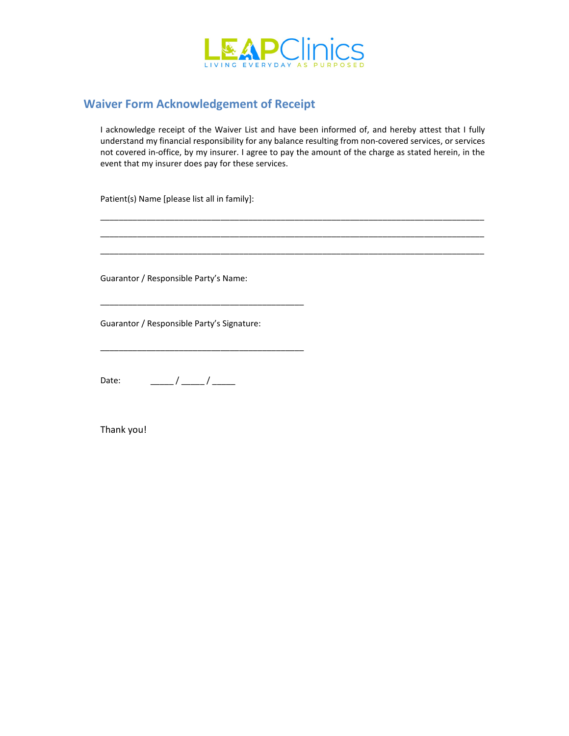LEAPClinics

LIVING EVERYDAY AS PURPOSED

## Waiver Form Acknowledgement of Receipt

I acknowledge receipt of the Waiver List and have been informed of, and hereby attest that I fully understand my financial responsibility for any balance resulting from non-covered services, or services not covered in-office, by my insurer. I agree to pay the amount of the charge as stated herein, in the event that my insurer does pay for these services.

Patient(s) Name [please list all in family]:

_______________________________________________________________________________

_______________________________________________________________________________

_______________________________________________________________________________

Guarantor / Responsible Party's Name:

__________________________________________

Guarantor / Responsible Party's Signature:

__________________________________________

Date: _____ / _____ / _____

Thank you!